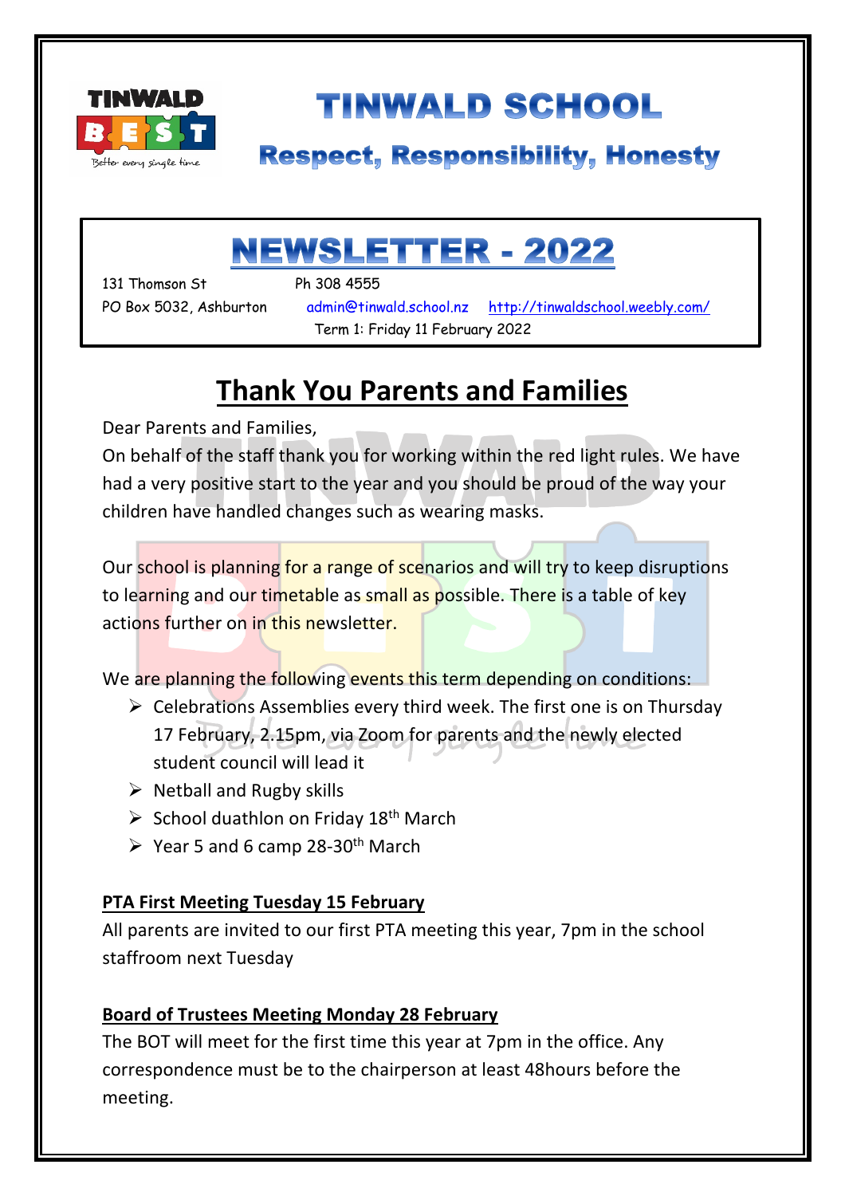# TINWALD SCHOOL

## Respect, Responsibility, Honesty

# NEWSLETTER - 2022

131 Thomson St  Ph 308 4555
PO Box 5032, Ashburton  admin@tinwald.school.nz  http://tinwaldschool.weebly.com/
Term 1: Friday 11 February 2022

## Thank You Parents and Families

Dear Parents and Families,
On behalf of the staff thank you for working within the red light rules. We have had a very positive start to the year and you should be proud of the way your children have handled changes such as wearing masks.

Our school is planning for a range of scenarios and will try to keep disruptions to learning and our timetable as small as possible. There is a table of key actions further on in this newsletter.

We are planning the following events this term depending on conditions:

- Celebrations Assemblies every third week. The first one is on Thursday 17 February, 2.15pm, via Zoom for parents and the newly elected student council will lead it
- Netball and Rugby skills
- School duathlon on Friday 18th March
- Year 5 and 6 camp 28-30th March

### PTA First Meeting Tuesday 15 February

All parents are invited to our first PTA meeting this year, 7pm in the school staffroom next Tuesday

### Board of Trustees Meeting Monday 28 February

The BOT will meet for the first time this year at 7pm in the office. Any correspondence must be to the chairperson at least 48hours before the meeting.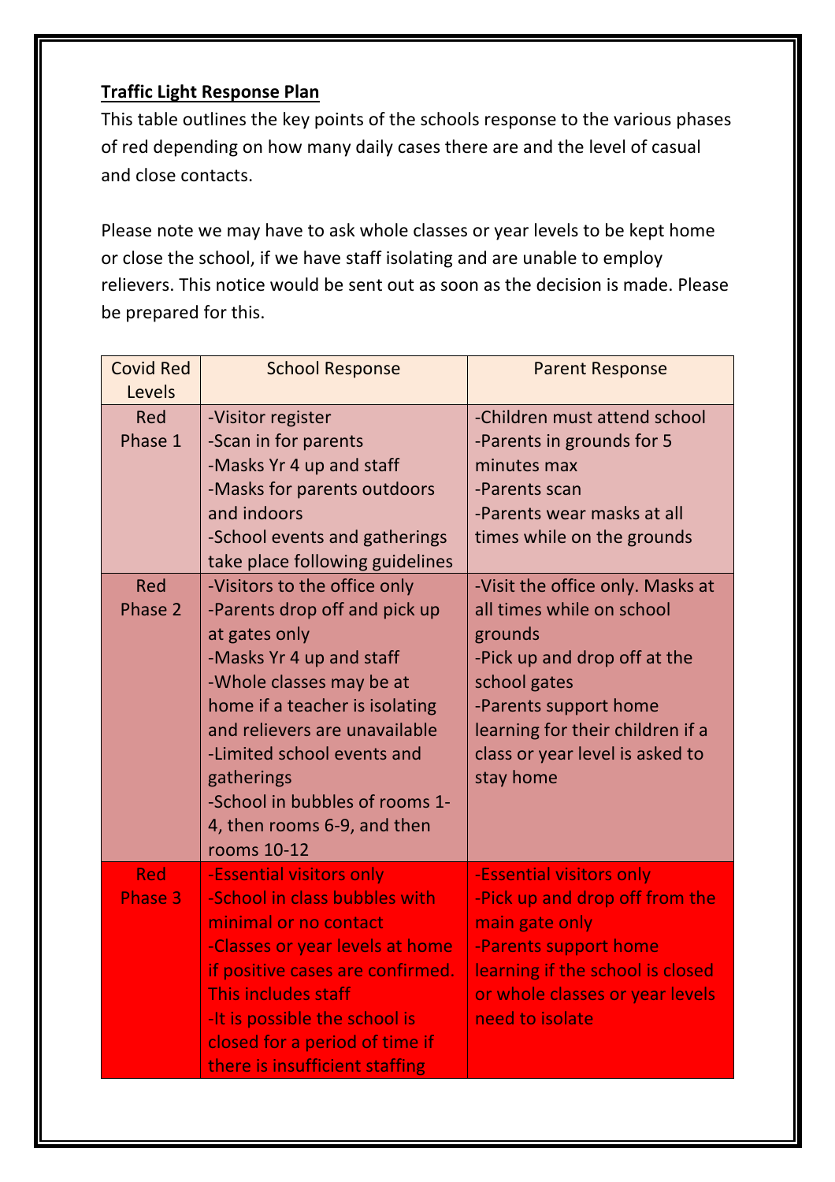**Traffic Light Response Plan**

This table outlines the key points of the schools response to the various phases of red depending on how many daily cases there are and the level of casual and close contacts.

Please note we may have to ask whole classes or year levels to be kept home or close the school, if we have staff isolating and are unable to employ relievers. This notice would be sent out as soon as the decision is made. Please be prepared for this.

| Covid Red Levels | School Response | Parent Response |
| --- | --- | --- |
| Red Phase 1 | -Visitor register<br>-Scan in for parents<br>-Masks Yr 4 up and staff<br>-Masks for parents outdoors and indoors<br>-School events and gatherings take place following guidelines | -Children must attend school<br>-Parents in grounds for 5 minutes max<br>-Parents scan<br>-Parents wear masks at all times while on the grounds |
| Red Phase 2 | -Visitors to the office only<br>-Parents drop off and pick up at gates only<br>-Masks Yr 4 up and staff<br>-Whole classes may be at home if a teacher is isolating and relievers are unavailable<br>-Limited school events and gatherings<br>-School in bubbles of rooms 1-4, then rooms 6-9, and then rooms 10-12 | -Visit the office only. Masks at all times while on school grounds<br>-Pick up and drop off at the school gates<br>-Parents support home learning for their children if a class or year level is asked to stay home |
| Red Phase 3 | -Essential visitors only<br>-School in class bubbles with minimal or no contact<br>-Classes or year levels at home if positive cases are confirmed. This includes staff<br>-It is possible the school is closed for a period of time if there is insufficient staffing | -Essential visitors only<br>-Pick up and drop off from the main gate only<br>-Parents support home learning if the school is closed or whole classes or year levels need to isolate |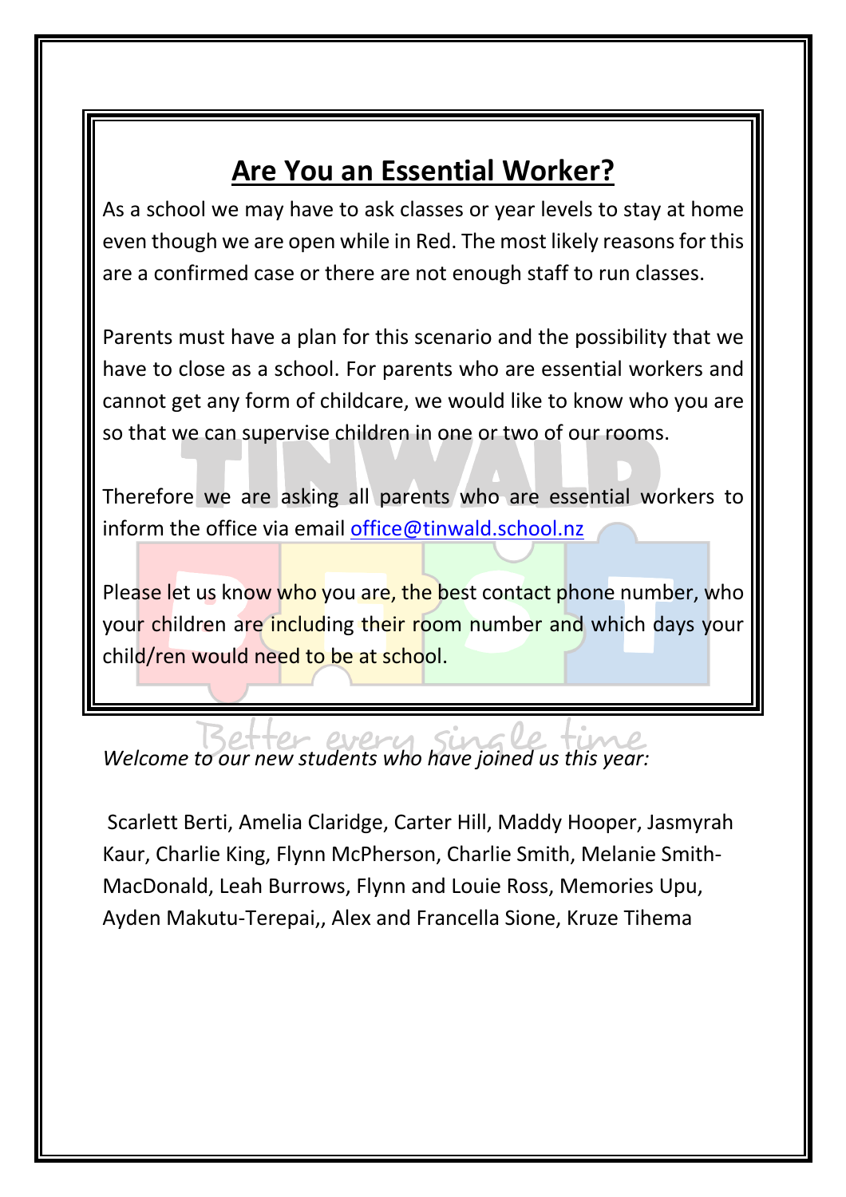## Are You an Essential Worker?

As a school we may have to ask classes or year levels to stay at home even though we are open while in Red. The most likely reasons for this are a confirmed case or there are not enough staff to run classes.

Parents must have a plan for this scenario and the possibility that we have to close as a school. For parents who are essential workers and cannot get any form of childcare, we would like to know who you are so that we can supervise children in one or two of our rooms.

Therefore we are asking all parents who are essential workers to inform the office via email office@tinwald.school.nz

Please let us know who you are, the best contact phone number, who your children are including their room number and which days your child/ren would need to be at school.

*Welcome to our new students who have joined us this year:*

Scarlett Berti, Amelia Claridge, Carter Hill, Maddy Hooper, Jasmyrah Kaur, Charlie King, Flynn McPherson, Charlie Smith, Melanie Smith-MacDonald, Leah Burrows, Flynn and Louie Ross, Memories Upu, Ayden Makutu-Terepai,, Alex and Francella Sione, Kruze Tihema